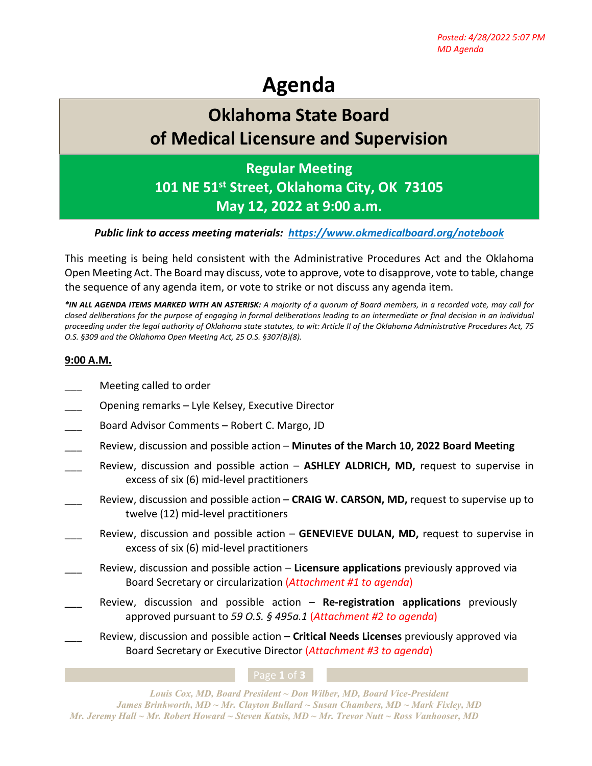*Posted: 4/28/2022 5:07 PM*
*MD Agenda*

# Agenda

## Oklahoma State Board of Medical Licensure and Supervision

### Regular Meeting
### 101 NE 51st Street, Oklahoma City, OK 73105
### May 12, 2022 at 9:00 a.m.

***Public link to access meeting materials: [https://www.okmedicalboard.org/notebook](https://www.okmedicalboard.org/notebook)***

This meeting is being held consistent with the Administrative Procedures Act and the Oklahoma Open Meeting Act. The Board may discuss, vote to approve, vote to disapprove, vote to table, change the sequence of any agenda item, or vote to strike or not discuss any agenda item.

****IN ALL AGENDA ITEMS MARKED WITH AN ASTERISK:*** *A majority of a quorum of Board members, in a recorded vote, may call for closed deliberations for the purpose of engaging in formal deliberations leading to an intermediate or final decision in an individual proceeding under the legal authority of Oklahoma state statutes, to wit: Article II of the Oklahoma Administrative Procedures Act, 75 O.S. §309 and the Oklahoma Open Meeting Act, 25 O.S. §307(B)(8).*

**9:00 A.M.**

___ Meeting called to order

___ Opening remarks – Lyle Kelsey, Executive Director

___ Board Advisor Comments – Robert C. Margo, JD

___ Review, discussion and possible action – **Minutes of the March 10, 2022 Board Meeting**

___ Review, discussion and possible action – **ASHLEY ALDRICH, MD,** request to supervise in excess of six (6) mid-level practitioners

___ Review, discussion and possible action – **CRAIG W. CARSON, MD,** request to supervise up to twelve (12) mid-level practitioners

___ Review, discussion and possible action – **GENEVIEVE DULAN, MD,** request to supervise in excess of six (6) mid-level practitioners

___ Review, discussion and possible action – **Licensure applications** previously approved via Board Secretary or circularization (*Attachment #1 to agenda*)

___ Review, discussion and possible action – **Re-registration applications** previously approved pursuant to *59 O.S. § 495a.1* (*Attachment #2 to agenda*)

___ Review, discussion and possible action – **Critical Needs Licenses** previously approved via Board Secretary or Executive Director (*Attachment #3 to agenda*)

*Louis Cox, MD, Board President ~ Don Wilber, MD, Board Vice-President*
*James Brinkworth, MD ~ Mr. Clayton Bullard ~ Susan Chambers, MD ~ Mark Fixley, MD*
*Mr. Jeremy Hall ~ Mr. Robert Howard ~ Steven Katsis, MD ~ Mr. Trevor Nutt ~ Ross Vanhooser, MD*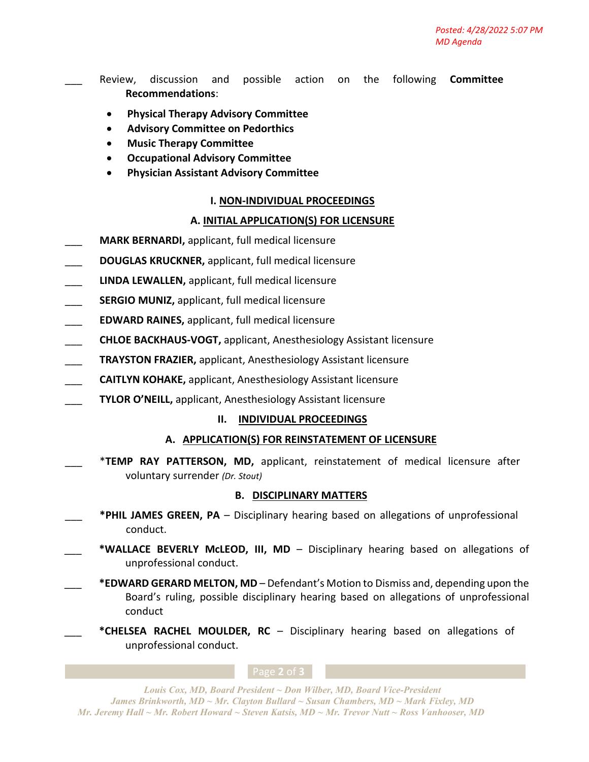*Posted: 4/28/2022 5:07 PM*
*MD Agenda*

___ Review, discussion and possible action on the following **Committee Recommendations**:

- **Physical Therapy Advisory Committee**
- **Advisory Committee on Pedorthics**
- **Music Therapy Committee**
- **Occupational Advisory Committee**
- **Physician Assistant Advisory Committee**

## I. NON-INDIVIDUAL PROCEEDINGS

### A. INITIAL APPLICATION(S) FOR LICENSURE

___ **MARK BERNARDI,** applicant, full medical licensure

___ **DOUGLAS KRUCKNER,** applicant, full medical licensure

___ **LINDA LEWALLEN,** applicant, full medical licensure

___ **SERGIO MUNIZ,** applicant, full medical licensure

___ **EDWARD RAINES,** applicant, full medical licensure

___ **CHLOE BACKHAUS-VOGT,** applicant, Anesthesiology Assistant licensure

___ **TRAYSTON FRAZIER,** applicant, Anesthesiology Assistant licensure

___ **CAITLYN KOHAKE,** applicant, Anesthesiology Assistant licensure

___ **TYLOR O'NEILL,** applicant, Anesthesiology Assistant licensure

## II. INDIVIDUAL PROCEEDINGS

### A. APPLICATION(S) FOR REINSTATEMENT OF LICENSURE

___ *__TEMP RAY PATTERSON, MD,__ applicant, reinstatement of medical licensure after voluntary surrender *(Dr. Stout)*

### B. DISCIPLINARY MATTERS

___ **\*PHIL JAMES GREEN, PA** – Disciplinary hearing based on allegations of unprofessional conduct.

___ **\*WALLACE BEVERLY McLEOD, III, MD** – Disciplinary hearing based on allegations of unprofessional conduct.

___ **\*EDWARD GERARD MELTON, MD** – Defendant's Motion to Dismiss and, depending upon the Board's ruling, possible disciplinary hearing based on allegations of unprofessional conduct

___ **\*CHELSEA RACHEL MOULDER, RC** – Disciplinary hearing based on allegations of unprofessional conduct.

*Louis Cox, MD, Board President ~ Don Wilber, MD, Board Vice-President*
*James Brinkworth, MD ~ Mr. Clayton Bullard ~ Susan Chambers, MD ~ Mark Fixley, MD*
*Mr. Jeremy Hall ~ Mr. Robert Howard ~ Steven Katsis, MD ~ Mr. Trevor Nutt ~ Ross Vanhooser, MD*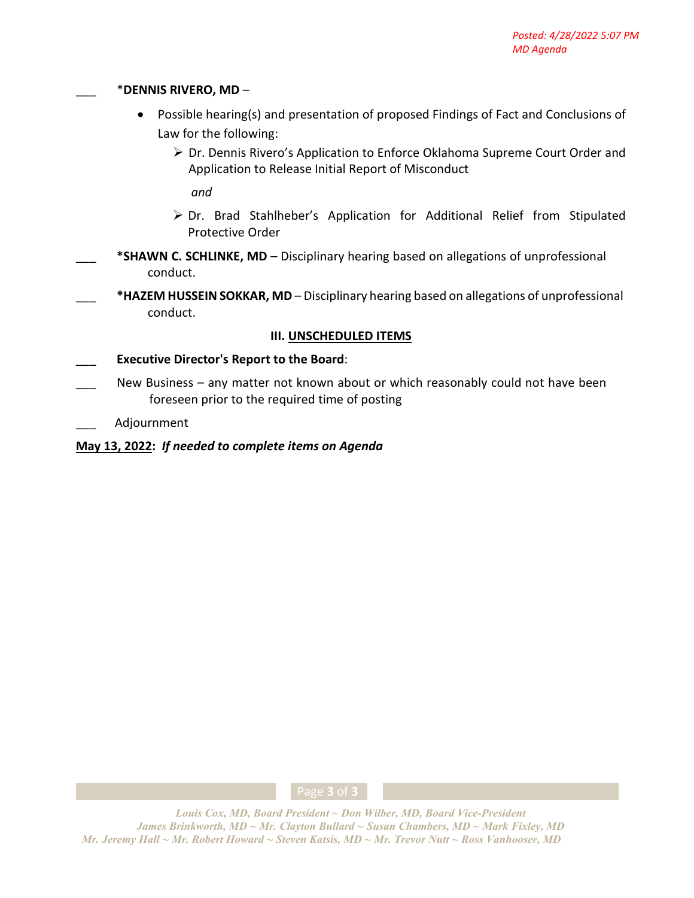___ *DENNIS RIVERO, MD –

- Possible hearing(s) and presentation of proposed Findings of Fact and Conclusions of Law for the following:
  - Dr. Dennis Rivero's Application to Enforce Oklahoma Supreme Court Order and Application to Release Initial Report of Misconduct

    *and*

  - Dr. Brad Stahlheber's Application for Additional Relief from Stipulated Protective Order

___ ***SHAWN C. SCHLINKE, MD** – Disciplinary hearing based on allegations of unprofessional conduct.

___ ***HAZEM HUSSEIN SOKKAR, MD** – Disciplinary hearing based on allegations of unprofessional conduct.

## III. UNSCHEDULED ITEMS

___ **Executive Director's Report to the Board**:

___ New Business – any matter not known about or which reasonably could not have been foreseen prior to the required time of posting

___ Adjournment

**May 13, 2022:** ***If needed to complete items on Agenda***